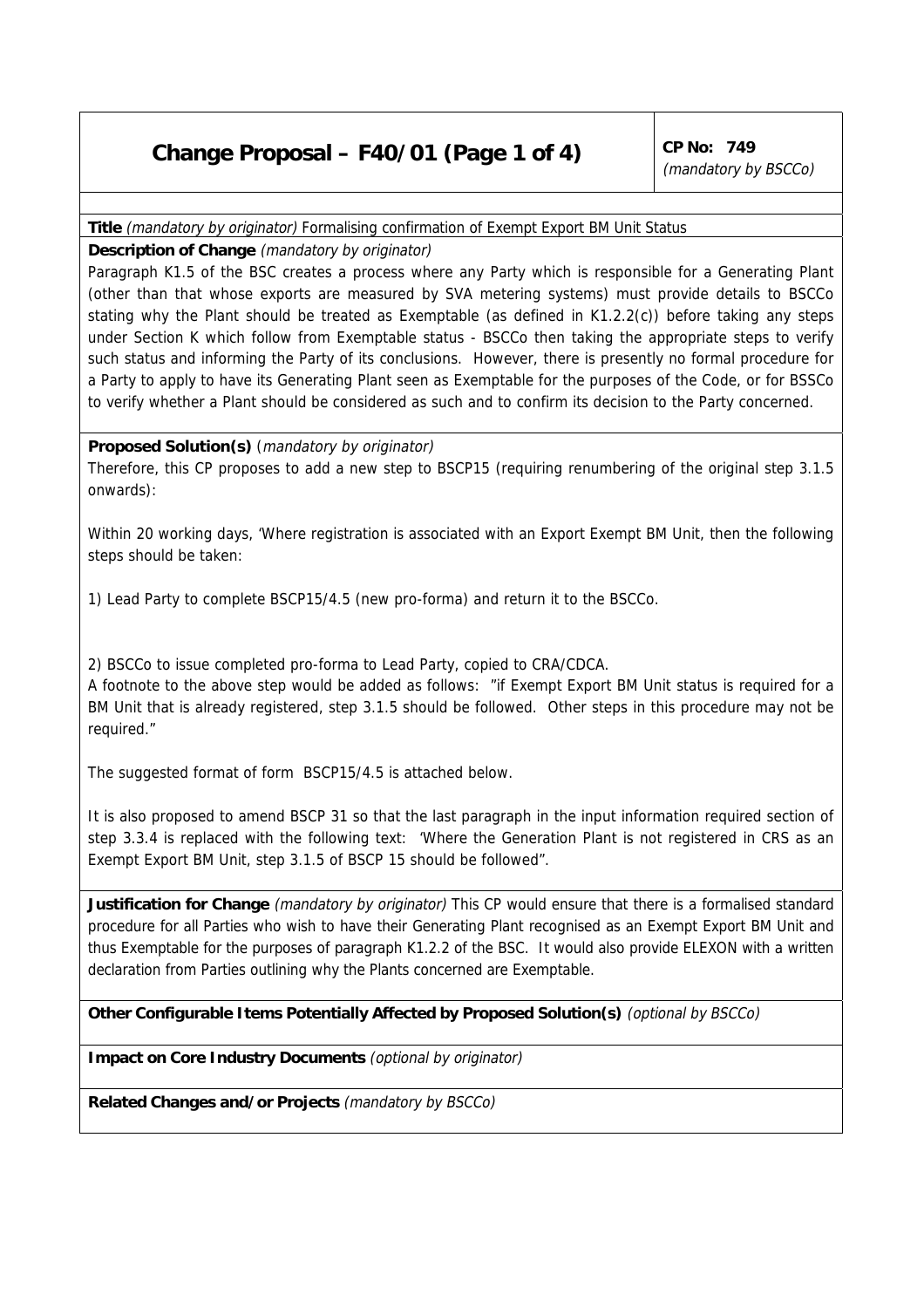# Change Proposal – F40/01 (Page 1 of 4)

**CP No: 749**
*(mandatory by BSCCo)*

**Title** *(mandatory by originator)* Formalising confirmation of Exempt Export BM Unit Status

**Description of Change** *(mandatory by originator)*

Paragraph K1.5 of the BSC creates a process where any Party which is responsible for a Generating Plant (other than that whose exports are measured by SVA metering systems) must provide details to BSCCo stating why the Plant should be treated as Exemptable (as defined in K1.2.2(c)) before taking any steps under Section K which follow from Exemptable status - BSCCo then taking the appropriate steps to verify such status and informing the Party of its conclusions. However, there is presently no formal procedure for a Party to apply to have its Generating Plant seen as Exemptable for the purposes of the Code, or for BSSCo to verify whether a Plant should be considered as such and to confirm its decision to the Party concerned.

**Proposed Solution(s)** *(mandatory by originator)*

Therefore, this CP proposes to add a new step to BSCP15 (requiring renumbering of the original step 3.1.5 onwards):

Within 20 working days, 'Where registration is associated with an Export Exempt BM Unit, then the following steps should be taken:

1) Lead Party to complete BSCP15/4.5 (new pro-forma) and return it to the BSCCo.

2) BSCCo to issue completed pro-forma to Lead Party, copied to CRA/CDCA.

A footnote to the above step would be added as follows: "if Exempt Export BM Unit status is required for a BM Unit that is already registered, step 3.1.5 should be followed. Other steps in this procedure may not be required."

The suggested format of form BSCP15/4.5 is attached below.

It is also proposed to amend BSCP 31 so that the last paragraph in the input information required section of step 3.3.4 is replaced with the following text: 'Where the Generation Plant is not registered in CRS as an Exempt Export BM Unit, step 3.1.5 of BSCP 15 should be followed".

**Justification for Change** *(mandatory by originator)* This CP would ensure that there is a formalised standard procedure for all Parties who wish to have their Generating Plant recognised as an Exempt Export BM Unit and thus Exemptable for the purposes of paragraph K1.2.2 of the BSC. It would also provide ELEXON with a written declaration from Parties outlining why the Plants concerned are Exemptable.

**Other Configurable Items Potentially Affected by Proposed Solution(s)** *(optional by BSCCo)*

**Impact on Core Industry Documents** *(optional by originator)*

**Related Changes and/or Projects** *(mandatory by BSCCo)*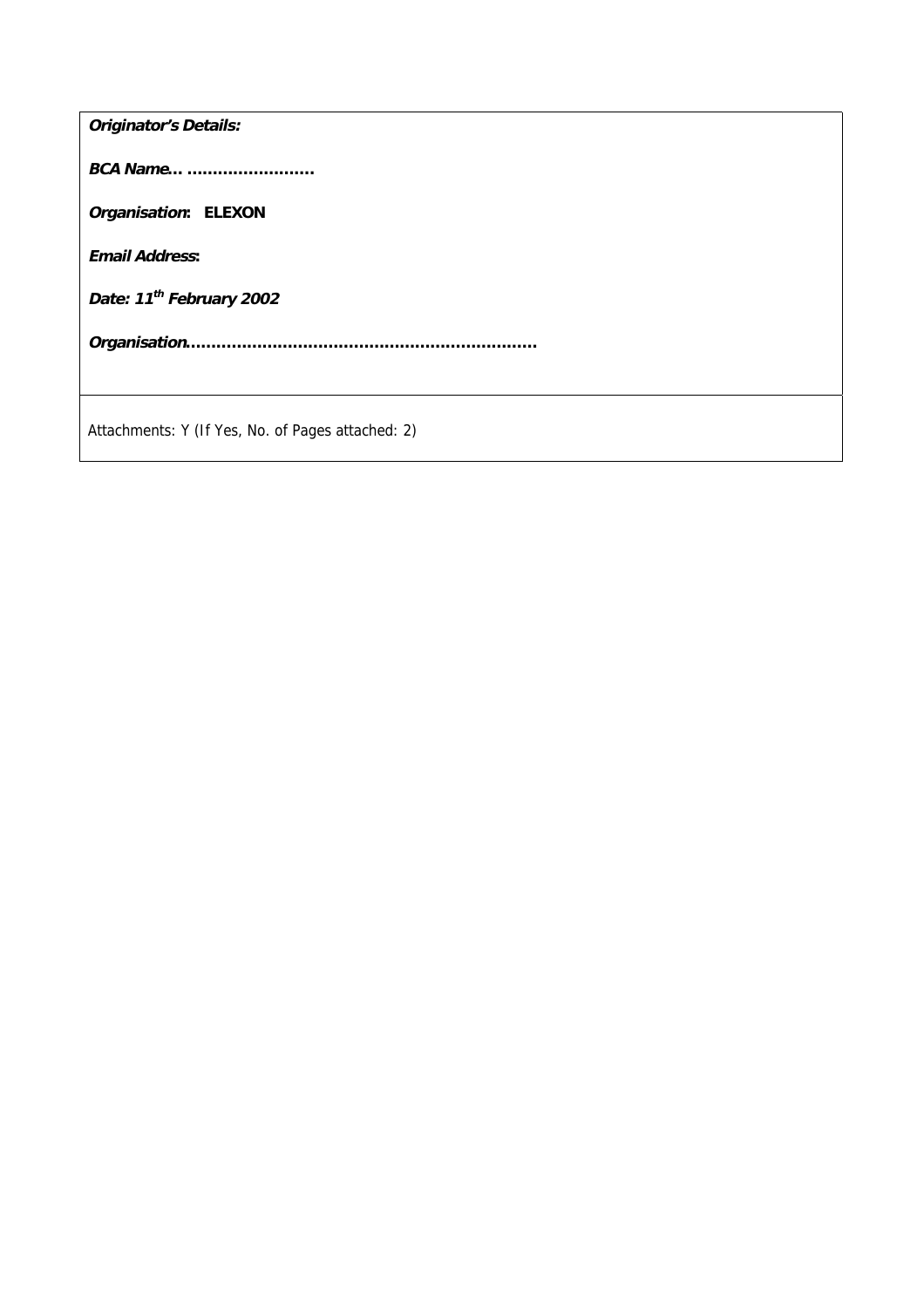***Originator's Details:***

***BCA Name… ……………………***

***Organisation*: ELEXON**

***Email Address*:**

***Date: 11th February 2002***

***Organisation*……………………………………………………………**

Attachments: Y (If Yes, No. of Pages attached: 2)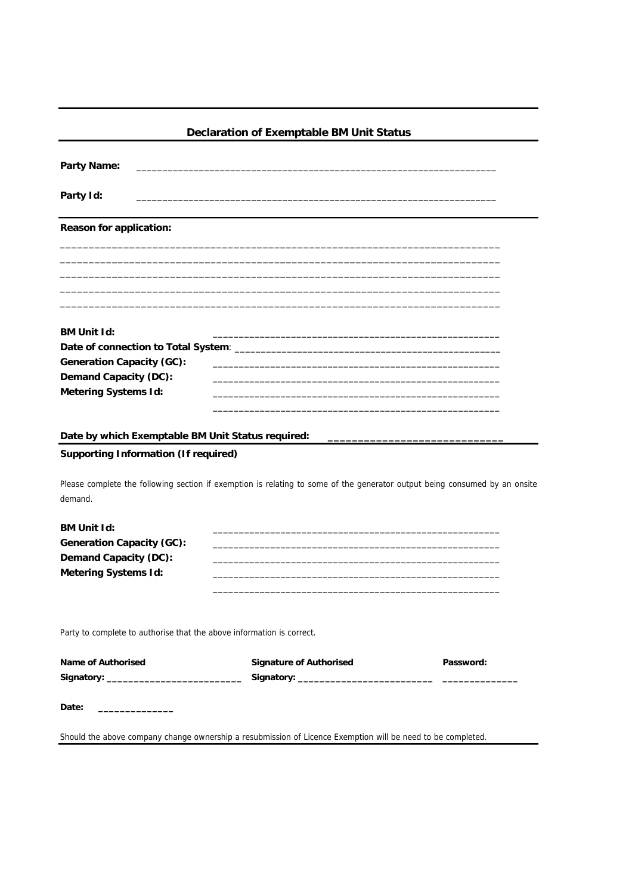## Declaration of Exemptable BM Unit Status

**Party Name:** ____________________________________________________________________

**Party Id:** ____________________________________________________________________

**Reason for application:**

_____________________________________________________________________________
_____________________________________________________________________________
_____________________________________________________________________________
_____________________________________________________________________________
_____________________________________________________________________________

**BM Unit Id:** ______________________________________________________

**Date of connection to Total System**: __________________________________________________

**Generation Capacity (GC):** ______________________________________________________

**Demand Capacity (DC):** ______________________________________________________

**Metering Systems Id:** ______________________________________________________
______________________________________________________

**Date by which Exemptable BM Unit Status required:** ____________________________

**Supporting Information (If required)**

Please complete the following section if exemption is relating to some of the generator output being consumed by an onsite demand.

**BM Unit Id:** ______________________________________________________

**Generation Capacity (GC):** ______________________________________________________

**Demand Capacity (DC):** ______________________________________________________

**Metering Systems Id:** ______________________________________________________
______________________________________________________

Party to complete to authorise that the above information is correct.

| **Name of Authorised Signatory:** ________________________ | **Signature of Authorised Signatory:** ________________________ | **Password:** ______________ |
|---|---|---|

**Date:** ______________

Should the above company change ownership a resubmission of Licence Exemption will be need to be completed.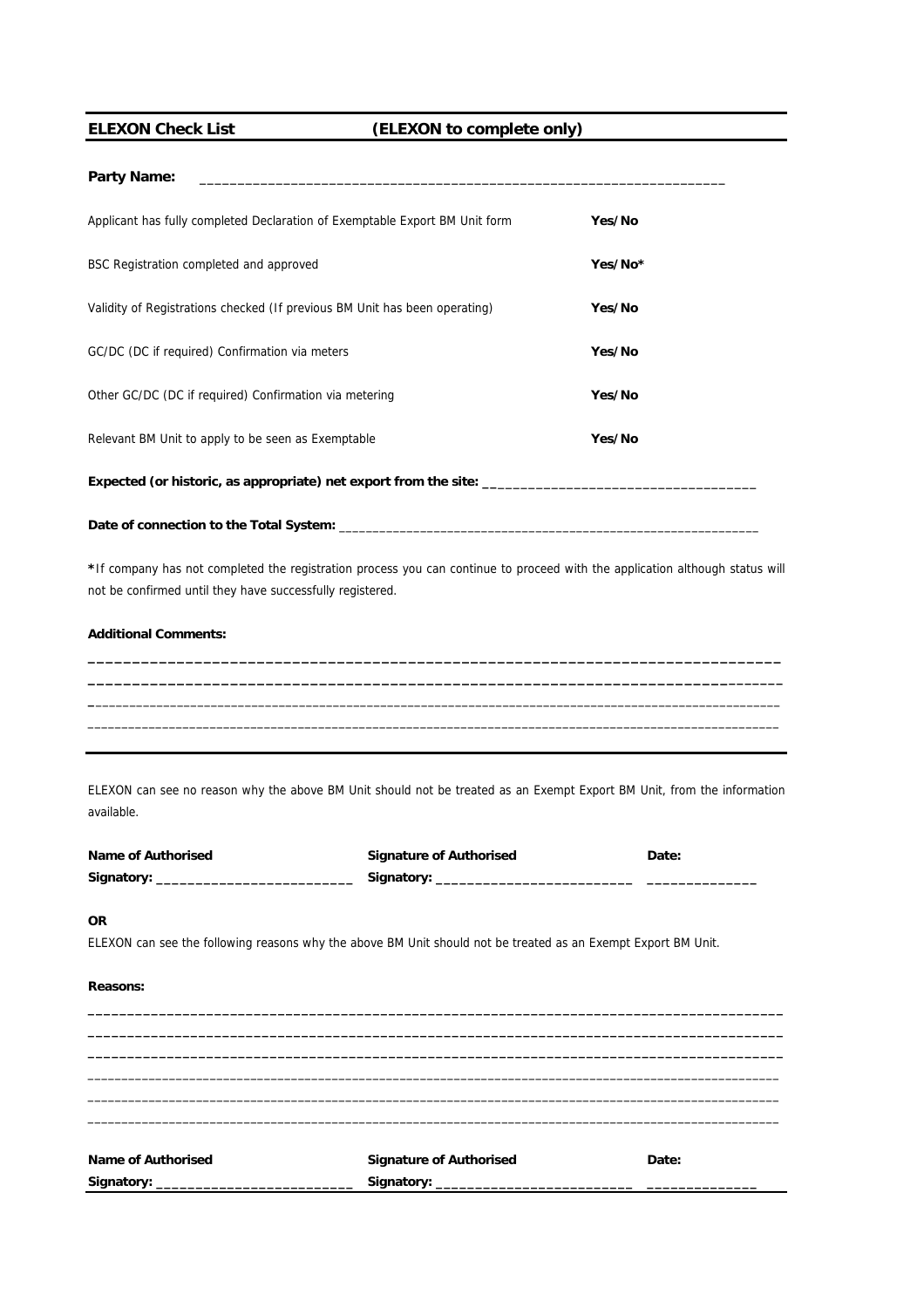**ELEXON Check List** **(ELEXON to complete only)**

**Party Name:** ______________________________________________________________________

| | |
|---|---|
| Applicant has fully completed Declaration of Exemptable Export BM Unit form | **Yes/No** |
| BSC Registration completed and approved | **Yes/No*** |
| Validity of Registrations checked (If previous BM Unit has been operating) | **Yes/No** |
| GC/DC (DC if required) Confirmation via meters | **Yes/No** |
| Other GC/DC (DC if required) Confirmation via metering | **Yes/No** |
| Relevant BM Unit to apply to be seen as Exemptable | **Yes/No** |

**Expected (or historic, as appropriate) net export from the site:** ____________________________________

**Date of connection to the Total System:** _______________________________________________________________

**\***If company has not completed the registration process you can continue to proceed with the application although status will not be confirmed until they have successfully registered.

**Additional Comments:**

______________________________________________________________________________________

______________________________________________________________________________________

______________________________________________________________________________________

______________________________________________________________________________________

ELEXON can see no reason why the above BM Unit should not be treated as an Exempt Export BM Unit, from the information available.

| **Name of Authorised Signatory:** _________________________ | **Signature of Authorised Signatory:** _________________________ | **Date:** ______________ |
|---|---|---|

**OR**

ELEXON can see the following reasons why the above BM Unit should not be treated as an Exempt Export BM Unit.

**Reasons:**

______________________________________________________________________________________

______________________________________________________________________________________

______________________________________________________________________________________

______________________________________________________________________________________

______________________________________________________________________________________

______________________________________________________________________________________

| **Name of Authorised Signatory:** _________________________ | **Signature of Authorised Signatory:** _________________________ | **Date:** ______________ |
|---|---|---|